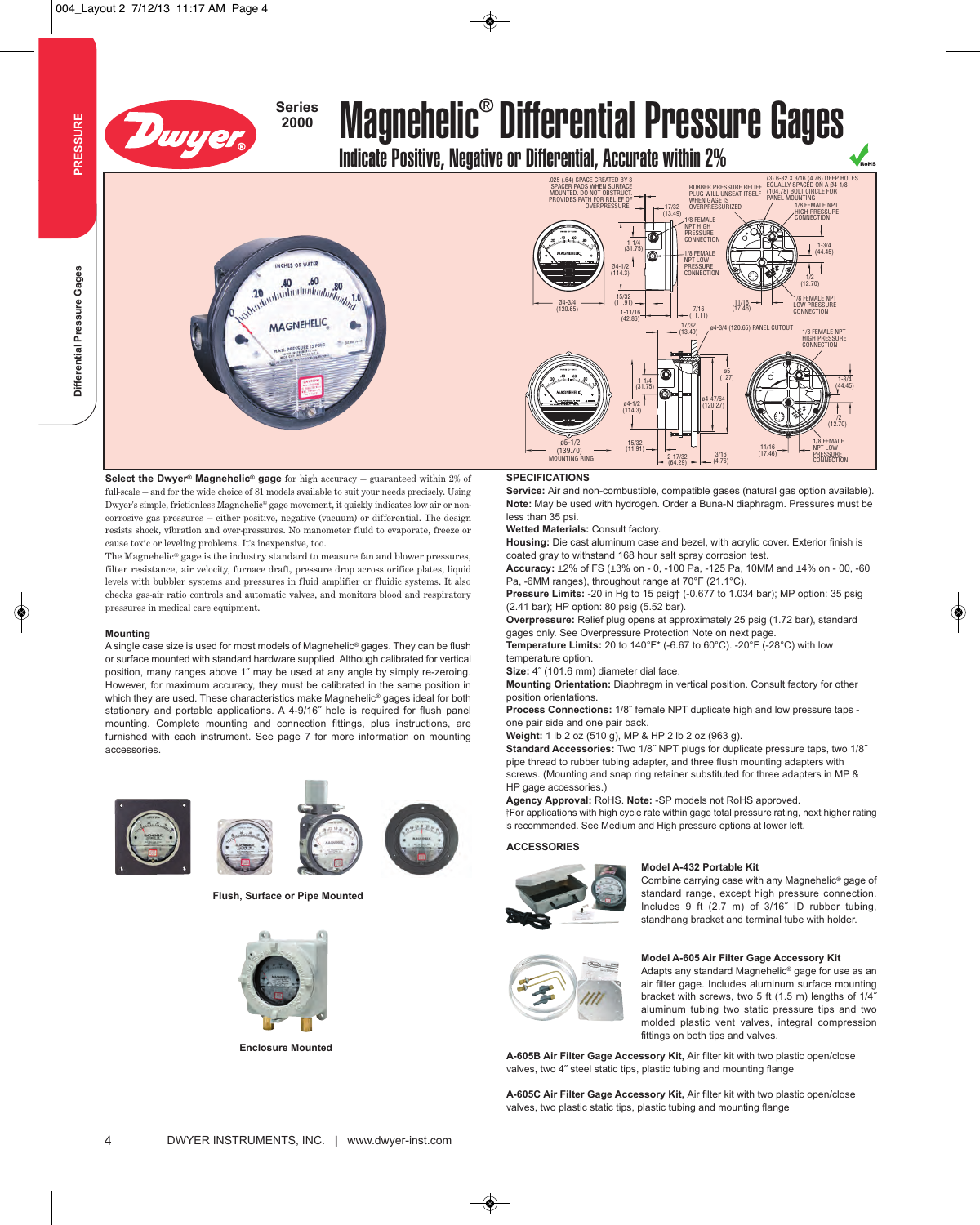# Magnehelic® Differential Pressure Gages

Series 2000

## Indicate Positive, Negative or Differential, Accurate within 2%

**Select the Dwyer® Magnehelic® gage** for high accuracy – guaranteed within 2% of full-scale – and for the wide choice of 81 models available to suit your needs precisely. Using Dwyer's simple, frictionless Magnehelic® gage movement, it quickly indicates low air or non-corrosive gas pressures – either positive, negative (vacuum) or differential. The design resists shock, vibration and over-pressures. No manometer fluid to evaporate, freeze or cause toxic or leveling problems. It's inexpensive, too.

The Magnehelic® gage is the industry standard to measure fan and blower pressures, filter resistance, air velocity, furnace draft, pressure drop across orifice plates, liquid levels with bubbler systems and pressures in fluid amplifier or fluidic systems. It also checks gas-air ratio controls and automatic valves, and monitors blood and respiratory pressures in medical care equipment.

### Mounting

A single case size is used for most models of Magnehelic® gages. They can be flush or surface mounted with standard hardware supplied. Although calibrated for vertical position, many ranges above 1″ may be used at any angle by simply re-zeroing. However, for maximum accuracy, they must be calibrated in the same position in which they are used. These characteristics make Magnehelic® gages ideal for both stationary and portable applications. A 4-9/16″ hole is required for flush panel mounting. Complete mounting and connection fittings, plus instructions, are furnished with each instrument. See page 7 for more information on mounting accessories.

Flush, Surface or Pipe Mounted

Enclosure Mounted

### SPECIFICATIONS

**Service:** Air and non-combustible, compatible gases (natural gas option available).
**Note:** May be used with hydrogen. Order a Buna-N diaphragm. Pressures must be less than 35 psi.
**Wetted Materials:** Consult factory.
**Housing:** Die cast aluminum case and bezel, with acrylic cover. Exterior finish is coated gray to withstand 168 hour salt spray corrosion test.
**Accuracy:** ±2% of FS (±3% on - 0, -100 Pa, -125 Pa, 10MM and ±4% on - 00, -60 Pa, -6MM ranges), throughout range at 70°F (21.1°C).
**Pressure Limits:** -20 in Hg to 15 psig† (-0.677 to 1.034 bar); MP option: 35 psig (2.41 bar); HP option: 80 psig (5.52 bar).
**Overpressure:** Relief plug opens at approximately 25 psig (1.72 bar), standard gages only. See Overpressure Protection Note on next page.
**Temperature Limits:** 20 to 140°F* (-6.67 to 60°C). -20°F (-28°C) with low temperature option.
**Size:** 4″ (101.6 mm) diameter dial face.
**Mounting Orientation:** Diaphragm in vertical position. Consult factory for other position orientations.
**Process Connections:** 1/8″ female NPT duplicate high and low pressure taps - one pair side and one pair back.
**Weight:** 1 lb 2 oz (510 g), MP & HP 2 lb 2 oz (963 g).
**Standard Accessories:** Two 1/8″ NPT plugs for duplicate pressure taps, two 1/8″ pipe thread to rubber tubing adapter, and three flush mounting adapters with screws. (Mounting and snap ring retainer substituted for three adapters in MP & HP gage accessories.)
**Agency Approval:** RoHS. **Note:** -SP models not RoHS approved.
†For applications with high cycle rate within gage total pressure rating, next higher rating is recommended. See Medium and High pressure options at lower left.

### ACCESSORIES

**Model A-432 Portable Kit**
Combine carrying case with any Magnehelic® gage of standard range, except high pressure connection. Includes 9 ft (2.7 m) of 3/16″ ID rubber tubing, standhang bracket and terminal tube with holder.

**Model A-605 Air Filter Gage Accessory Kit**
Adapts any standard Magnehelic® gage for use as an air filter gage. Includes aluminum surface mounting bracket with screws, two 5 ft (1.5 m) lengths of 1/4″ aluminum tubing two static pressure tips and two molded plastic vent valves, integral compression fittings on both tips and valves.

**A-605B Air Filter Gage Accessory Kit,** Air filter kit with two plastic open/close valves, two 4″ steel static tips, plastic tubing and mounting flange

**A-605C Air Filter Gage Accessory Kit,** Air filter kit with two plastic open/close valves, two plastic static tips, plastic tubing and mounting flange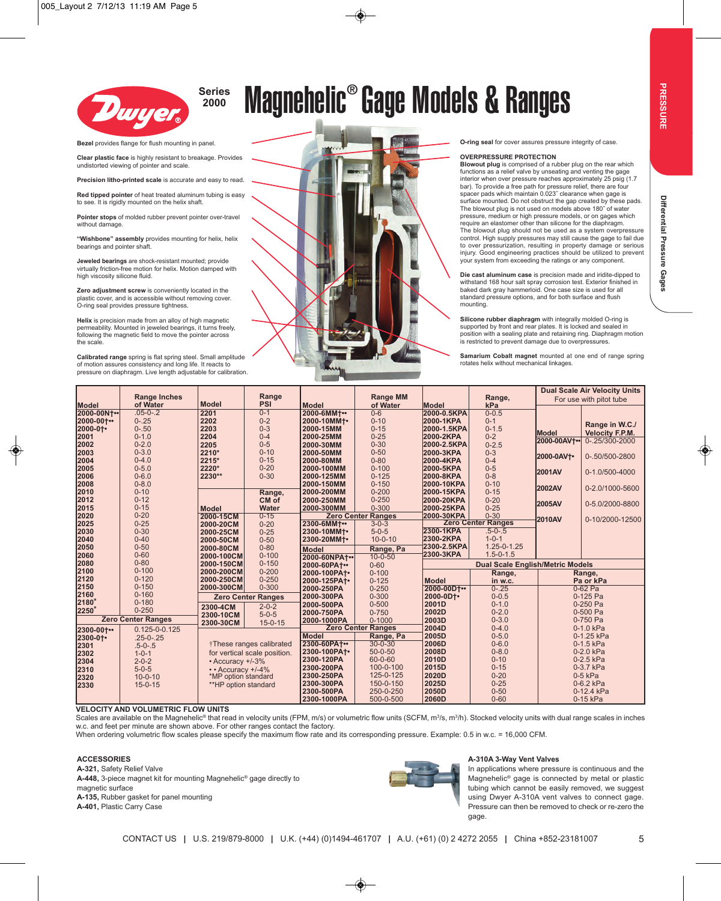# Series 2000 Magnehelic® Gage Models & Ranges

**Bezel** provides flange for flush mounting in panel.

**Clear plastic face** is highly resistant to breakage. Provides undistorted viewing of pointer and scale.

**Precision litho-printed scale** is accurate and easy to read.

**Red tipped pointer** of heat treated aluminum tubing is easy to see. It is rigidly mounted on the helix shaft.

**Pointer stops** of molded rubber prevent pointer over-travel without damage.

**"Wishbone" assembly** provides mounting for helix, helix bearings and pointer shaft.

**Jeweled bearings** are shock-resistant mounted; provide virtually friction-free motion for helix. Motion damped with high viscosity silicone fluid.

**Zero adjustment screw** is conveniently located in the plastic cover, and is accessible without removing cover. O-ring seal provides pressure tightness.

**Helix** is precision made from an alloy of high magnetic permeability. Mounted in jeweled bearings, it turns freely, following the magnetic field to move the pointer across the scale.

**Calibrated range** spring is flat spring steel. Small amplitude of motion assures consistency and long life. It reacts to pressure on diaphragm. Live length adjustable for calibration.

**O-ring seal** for cover assures pressure integrity of case.

**OVERPRESSURE PROTECTION**
**Blowout plug** is comprised of a rubber plug on the rear which functions as a relief valve by unseating and venting the gage interior when over pressure reaches approximately 25 psig (1.7 bar). To provide a free path for pressure relief, there are four spacer pads which maintain 0.023˝ clearance when gage is surface mounted. Do not obstruct the gap created by these pads. The blowout plug is not used on models above 180˝ of water pressure, medium or high pressure models, or on gages which require an elastomer other than silicone for the diaphragm.
The blowout plug should not be used as a system overpressure control. High supply pressures may still cause the gage to fail due to over pressurization, resulting in property damage or serious injury. Good engineering practices should be utilized to prevent your system from exceeding the ratings or any component.

**Die cast aluminum case** is precision made and iridite-dipped to withstand 168 hour salt spray corrosion test. Exterior finished in baked dark gray hammerloid. One case size is used for all standard pressure options, and for both surface and flush mounting.

**Silicone rubber diaphragm** with integrally molded O-ring is supported by front and rear plates. It is locked and sealed in position with a sealing plate and retaining ring. Diaphragm motion is restricted to prevent damage due to overpressures.

**Samarium Cobalt magnet** mounted at one end of range spring rotates helix without mechanical linkages.

| Model | Range Inches of Water |
|---|---|
| 2000-00N†•• | .05-0-.2 |
| 2000-00†•• | 0-.25 |
| 2000-0†• | 0-.50 |
| 2001 | 0-1.0 |
| 2002 | 0-2.0 |
| 2003 | 0-3.0 |
| 2004 | 0-4.0 |
| 2005 | 0-5.0 |
| 2006 | 0-6.0 |
| 2008 | 0-8.0 |
| 2010 | 0-10 |
| 2012 | 0-12 |
| 2015 | 0-15 |
| 2020 | 0-20 |
| 2025 | 0-25 |
| 2030 | 0-30 |
| 2040 | 0-40 |
| 2050 | 0-50 |
| 2060 | 0-60 |
| 2080 | 0-80 |
| 2100 | 0-100 |
| 2120 | 0-120 |
| 2150 | 0-150 |
| 2160 | 0-160 |
| 2180* | 0-180 |
| 2250* | 0-250 |
| **Zero Center Ranges** | |
| 2300-00†•• | 0.125-0-0.125 |
| 2300-0†• | .25-0-.25 |
| 2301 | .5-0-.5 |
| 2302 | 1-0-1 |
| 2304 | 2-0-2 |
| 2310 | 5-0-5 |
| 2320 | 10-0-10 |
| 2330 | 15-0-15 |

| Model | Range PSI |
|---|---|
| 2201 | 0-1 |
| 2202 | 0-2 |
| 2203 | 0-3 |
| 2204 | 0-4 |
| 2205 | 0-5 |
| 2210* | 0-10 |
| 2215* | 0-15 |
| 2220* | 0-20 |
| 2230** | 0-30 |

| Model | Range, CM of Water |
|---|---|
| 2000-15CM | 0-15 |
| 2000-20CM | 0-20 |
| 2000-25CM | 0-25 |
| 2000-50CM | 0-50 |
| 2000-80CM | 0-80 |
| 2000-100CM | 0-100 |
| 2000-150CM | 0-150 |
| 2000-200CM | 0-200 |
| 2000-250CM | 0-250 |
| 2000-300CM | 0-300 |
| **Zero Center Ranges** | |
| 2300-4CM | 2-0-2 |
| 2300-10CM | 5-0-5 |
| 2300-30CM | 15-0-15 |

†These ranges calibrated for vertical scale position.
• Accuracy +/-3%
• • Accuracy +/-4%
*MP option standard
**HP option standard

| Model | Range MM of Water |
|---|---|
| 2000-6MM†•• | 0-6 |
| 2000-10MM†• | 0-10 |
| 2000-15MM | 0-15 |
| 2000-25MM | 0-25 |
| 2000-30MM | 0-30 |
| 2000-50MM | 0-50 |
| 2000-80MM | 0-80 |
| 2000-100MM | 0-100 |
| 2000-125MM | 0-125 |
| 2000-150MM | 0-150 |
| 2000-200MM | 0-200 |
| 2000-250MM | 0-250 |
| 2000-300MM | 0-300 |
| **Zero Center Ranges** | |
| 2300-6MM†•• | 3-0-3 |
| 2300-10MM†• | 5-0-5 |
| 2300-20MM†• | 10-0-10 |

| Model | Range, Pa |
|---|---|
| 2000-60NPA†•• | 10-0-50 |
| 2000-60PA†•• | 0-60 |
| 2000-100PA†• | 0-100 |
| 2000-125PA†• | 0-125 |
| 2000-250PA | 0-250 |
| 2000-300PA | 0-300 |
| 2000-500PA | 0-500 |
| 2000-750PA | 0-750 |
| 2000-1000PA | 0-1000 |
| **Zero Center Ranges** | |

| Model | Range, Pa |
|---|---|
| 2300-60PA†•• | 30-0-30 |
| 2300-100PA†• | 50-0-50 |
| 2300-120PA | 60-0-60 |
| 2300-200PA | 100-0-100 |
| 2300-250PA | 125-0-125 |
| 2300-300PA | 150-0-150 |
| 2300-500PA | 250-0-250 |
| 2300-1000PA | 500-0-500 |

| Model | Range, kPa |
|---|---|
| 2000-0.5KPA | 0-0.5 |
| 2000-1KPA | 0-1 |
| 2000-1.5KPA | 0-1.5 |
| 2000-2KPA | 0-2 |
| 2000-2.5KPA | 0-2.5 |
| 2000-3KPA | 0-3 |
| 2000-4KPA | 0-4 |
| 2000-5KPA | 0-5 |
| 2000-8KPA | 0-8 |
| 2000-10KPA | 0-10 |
| 2000-15KPA | 0-15 |
| 2000-20KPA | 0-20 |
| 2000-25KPA | 0-25 |
| 2000-30KPA | 0-30 |
| **Zero Center Ranges** | |
| 2300-1KPA | .5-0-.5 |
| 2300-2KPA | 1-0-1 |
| 2300-2.5KPA | 1.25-0-1.25 |
| 2300-3KPA | 1.5-0-1.5 |

**Dual Scale Air Velocity Units** — For use with pitot tube

| Model | Range in W.C./ Velocity F.P.M. |
|---|---|
| 2000-00AV†•• | 0-.25/300-2000 |
| 2000-0AV†• | 0-.50/500-2800 |
| 2001AV | 0-1.0/500-4000 |
| 2002AV | 0-2.0/1000-5600 |
| 2005AV | 0-5.0/2000-8800 |
| 2010AV | 0-10/2000-12500 |

**Dual Scale English/Metric Models**

| Model | Range, in w.c. | Range, Pa or kPa |
|---|---|---|
| 2000-00D†•• | 0-.25 | 0-62 Pa |
| 2000-0D†• | 0-0.5 | 0-125 Pa |
| 2001D | 0-1.0 | 0-250 Pa |
| 2002D | 0-2.0 | 0-500 Pa |
| 2003D | 0-3.0 | 0-750 Pa |
| 2004D | 0-4.0 | 0-1.0 kPa |
| 2005D | 0-5.0 | 0-1.25 kPa |
| 2006D | 0-6.0 | 0-1.5 kPa |
| 2008D | 0-8.0 | 0-2.0 kPa |
| 2010D | 0-10 | 0-2.5 kPa |
| 2015D | 0-15 | 0-3.7 kPa |
| 2020D | 0-20 | 0-5 kPa |
| 2025D | 0-25 | 0-6.2 kPa |
| 2050D | 0-50 | 0-12.4 kPa |
| 2060D | 0-60 | 0-15 kPa |

**VELOCITY AND VOLUMETRIC FLOW UNITS**

Scales are available on the Magnehelic® that read in velocity units (FPM, m/s) or volumetric flow units (SCFM, $m^3$/s, $m^3$/h). Stocked velocity units with dual range scales in inches w.c. and feet per minute are shown above. For other ranges contact the factory.
When ordering volumetric flow scales please specify the maximum flow rate and its corresponding pressure. Example: 0.5 in w.c. = 16,000 CFM.

**ACCESSORIES**
**A-321,** Safety Relief Valve
**A-448,** 3-piece magnet kit for mounting Magnehelic® gage directly to magnetic surface
**A-135,** Rubber gasket for panel mounting
**A-401,** Plastic Carry Case

**A-310A 3-Way Vent Valves**
In applications where pressure is continuous and the Magnehelic® gage is connected by metal or plastic tubing which cannot be easily removed, we suggest using Dwyer A-310A vent valves to connect gage. Pressure can then be removed to check or re-zero the gage.

CONTACT US | U.S. 219/879-8000 | U.K. (+44) (0)1494-461707 | A.U. (+61) (0) 2 4272 2055 | China +852-23181007